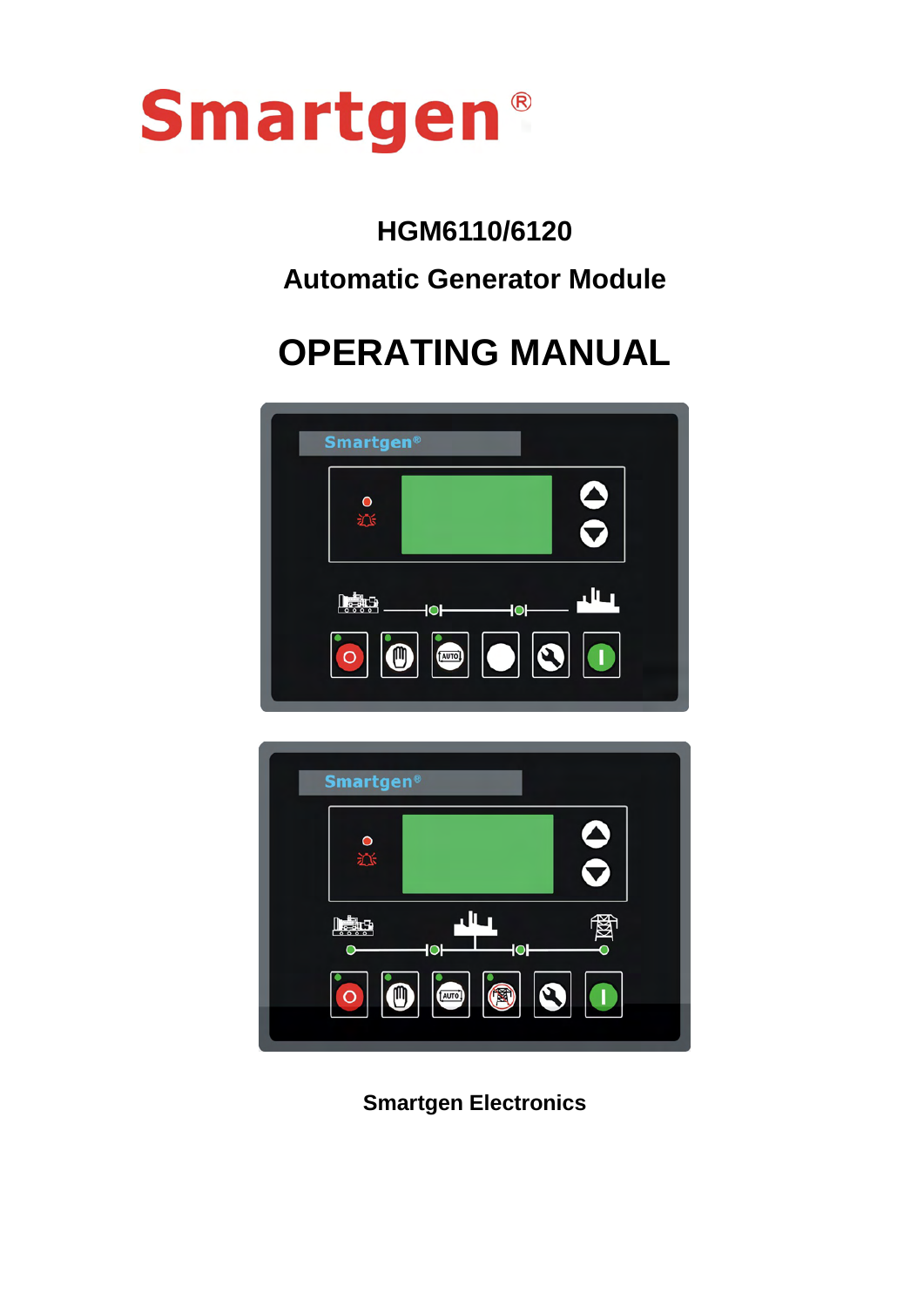# Smartgen®

## HGM6110/6120

## Automatic Generator Module

# OPERATING MANUAL

**Smartgen Electronics**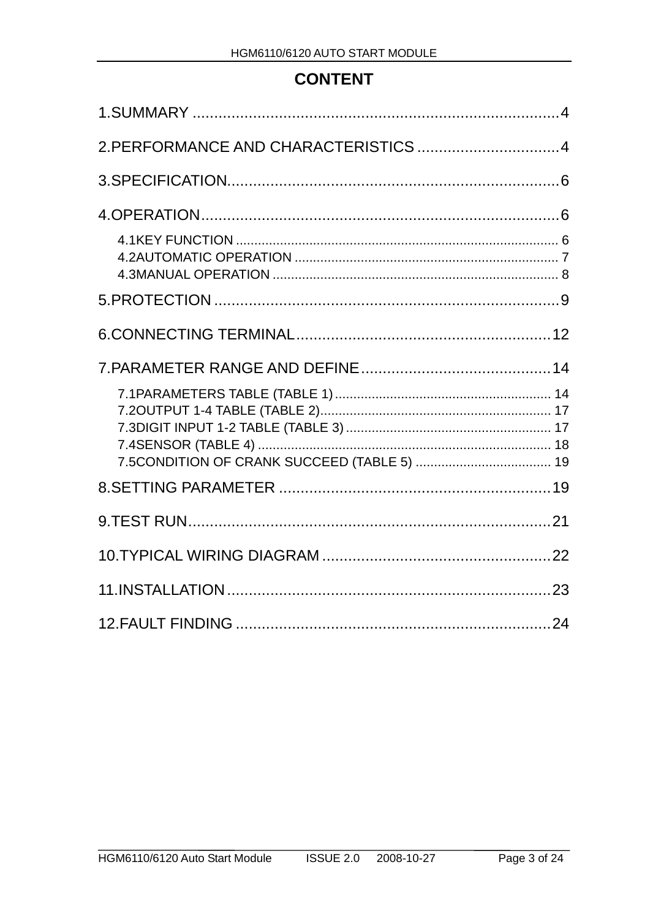# CONTENT

1.SUMMARY ....................................................................................4

2.PERFORMANCE AND CHARACTERISTICS .................................4

3.SPECIFICATION............................................................................6

4.OPERATION..................................................................................6

- 4.1KEY FUNCTION ........................................................................................ 6
- 4.2AUTOMATIC OPERATION ........................................................................ 7
- 4.3MANUAL OPERATION .............................................................................. 8

5.PROTECTION ...............................................................................9

6.CONNECTING TERMINAL..........................................................12

7.PARAMETER RANGE AND DEFINE............................................14

- 7.1PARAMETERS TABLE (TABLE 1)........................................................... 14
- 7.2OUTPUT 1-4 TABLE (TABLE 2)............................................................... 17
- 7.3DIGIT INPUT 1-2 TABLE (TABLE 3) ........................................................ 17
- 7.4SENSOR (TABLE 4) ................................................................................ 18
- 7.5CONDITION OF CRANK SUCCEED (TABLE 5) ..................................... 19

8.SETTING PARAMETER ..............................................................19

9.TEST RUN...................................................................................21

10.TYPICAL WIRING DIAGRAM .....................................................22

11.INSTALLATION..........................................................................23

12.FAULT FINDING .........................................................................24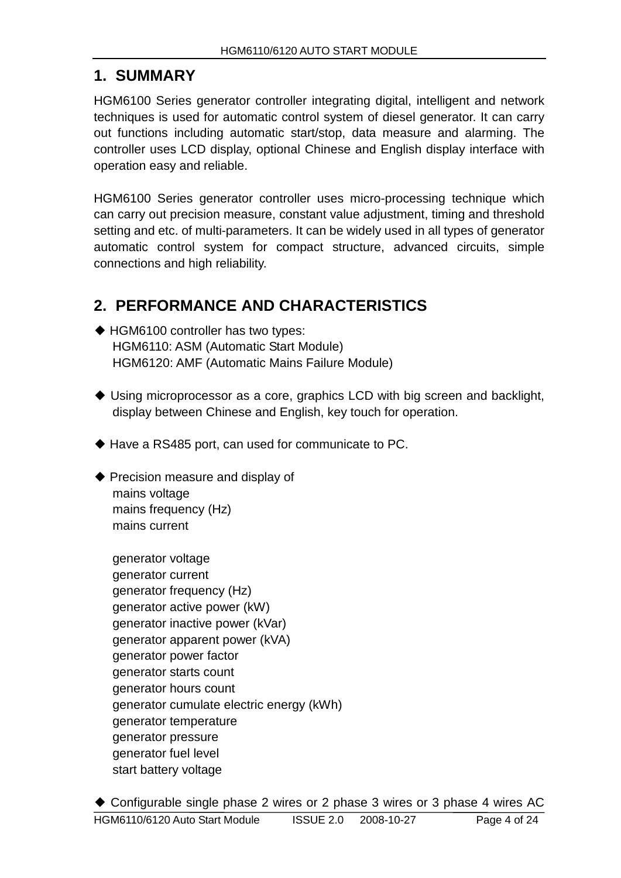# 1. SUMMARY

HGM6100 Series generator controller integrating digital, intelligent and network techniques is used for automatic control system of diesel generator. It can carry out functions including automatic start/stop, data measure and alarming. The controller uses LCD display, optional Chinese and English display interface with operation easy and reliable.

HGM6100 Series generator controller uses micro-processing technique which can carry out precision measure, constant value adjustment, timing and threshold setting and etc. of multi-parameters. It can be widely used in all types of generator automatic control system for compact structure, advanced circuits, simple connections and high reliability.

# 2. PERFORMANCE AND CHARACTERISTICS

◆ HGM6100 controller has two types:
HGM6110: ASM (Automatic Start Module)
HGM6120: AMF (Automatic Mains Failure Module)

◆ Using microprocessor as a core, graphics LCD with big screen and backlight, display between Chinese and English, key touch for operation.

◆ Have a RS485 port, can used for communicate to PC.

◆ Precision measure and display of
mains voltage
mains frequency (Hz)
mains current

generator voltage
generator current
generator frequency (Hz)
generator active power (kW)
generator inactive power (kVar)
generator apparent power (kVA)
generator power factor
generator starts count
generator hours count
generator cumulate electric energy (kWh)
generator temperature
generator pressure
generator fuel level
start battery voltage

◆ Configurable single phase 2 wires or 2 phase 3 wires or 3 phase 4 wires AC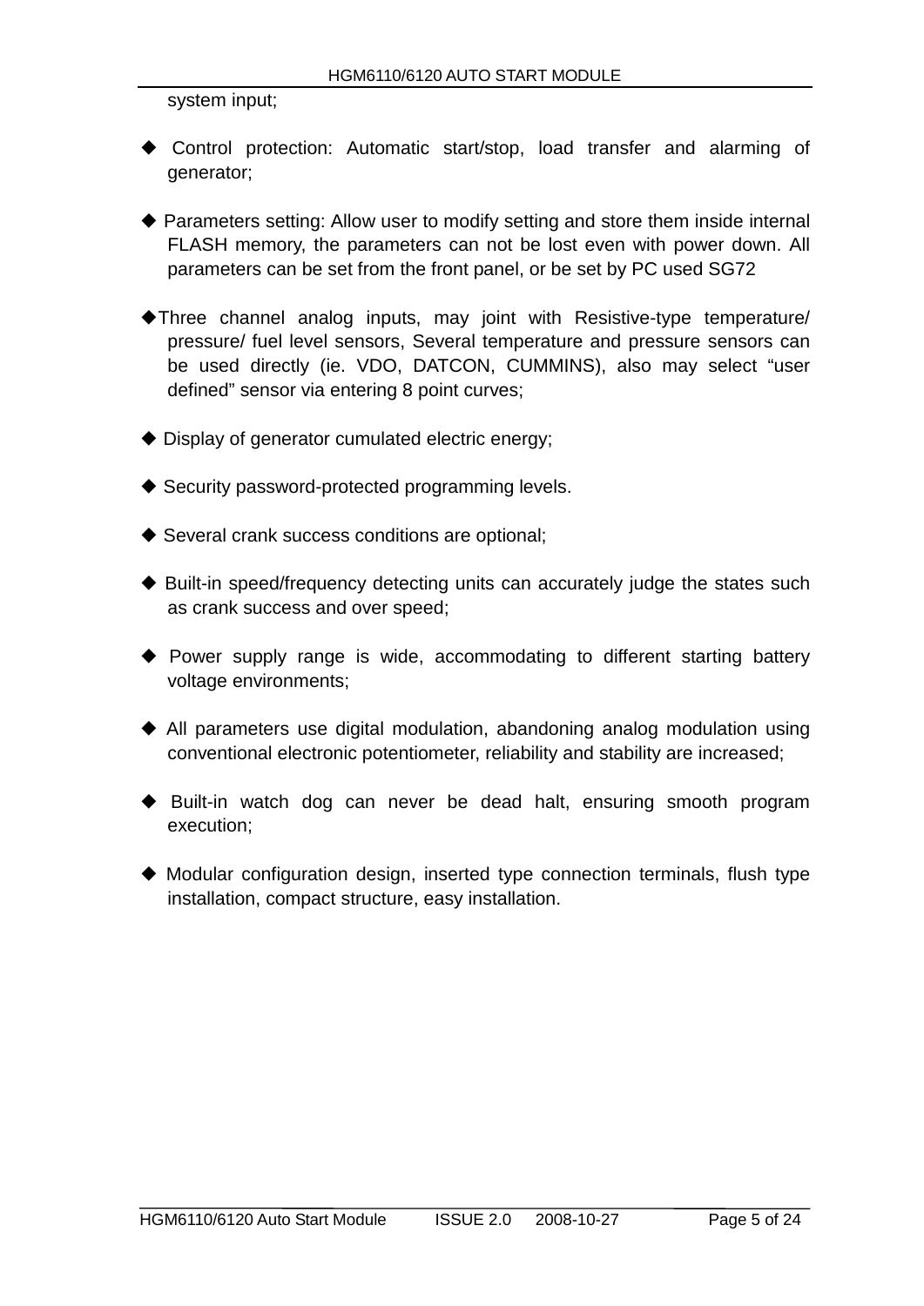system input;

◆ Control protection: Automatic start/stop, load transfer and alarming of generator;

◆ Parameters setting: Allow user to modify setting and store them inside internal FLASH memory, the parameters can not be lost even with power down. All parameters can be set from the front panel, or be set by PC used SG72

◆Three channel analog inputs, may joint with Resistive-type temperature/ pressure/ fuel level sensors, Several temperature and pressure sensors can be used directly (ie. VDO, DATCON, CUMMINS), also may select "user defined" sensor via entering 8 point curves;

◆ Display of generator cumulated electric energy;

◆ Security password-protected programming levels.

◆ Several crank success conditions are optional;

◆ Built-in speed/frequency detecting units can accurately judge the states such as crank success and over speed;

◆ Power supply range is wide, accommodating to different starting battery voltage environments;

◆ All parameters use digital modulation, abandoning analog modulation using conventional electronic potentiometer, reliability and stability are increased;

◆ Built-in watch dog can never be dead halt, ensuring smooth program execution;

◆ Modular configuration design, inserted type connection terminals, flush type installation, compact structure, easy installation.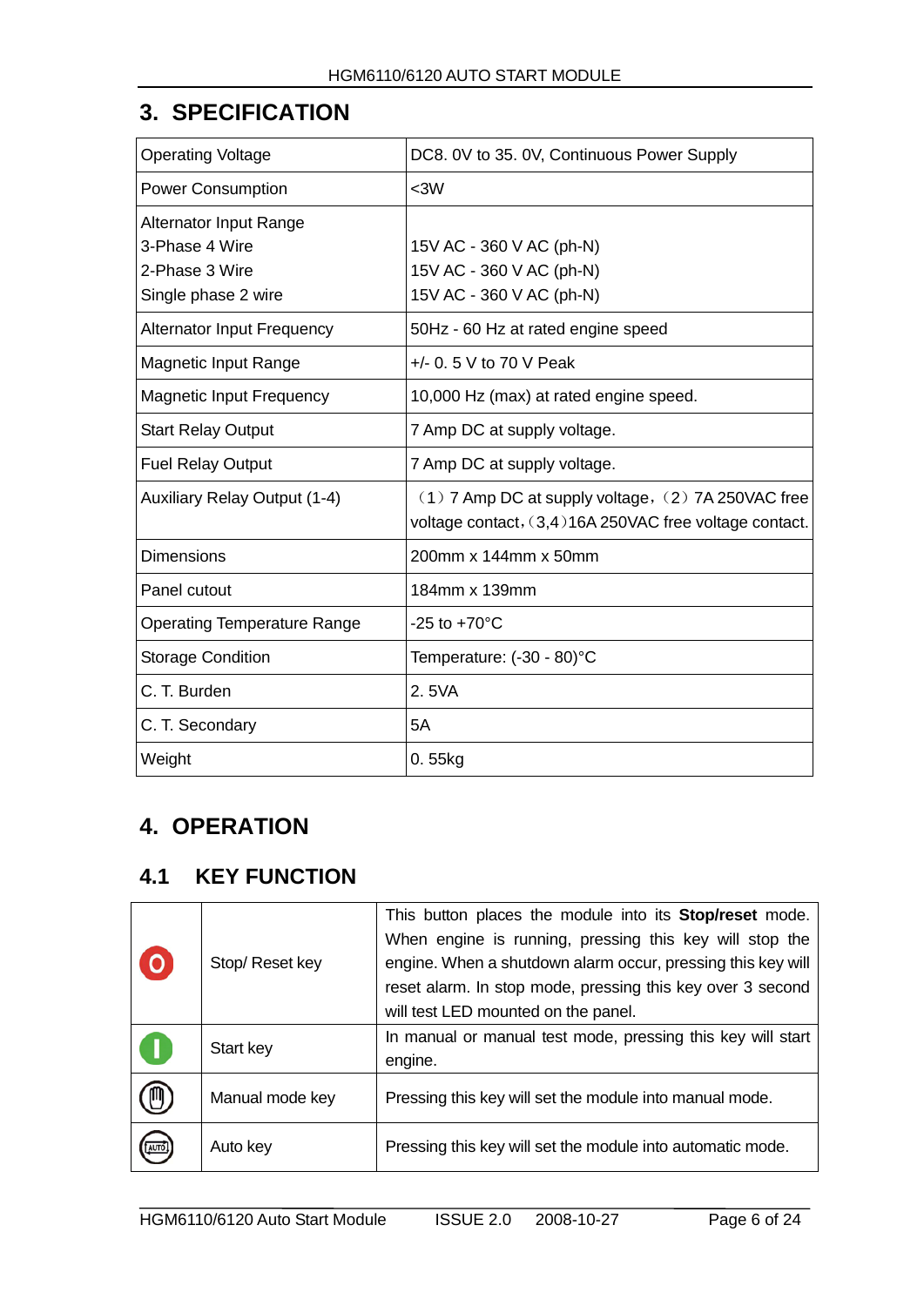# 3. SPECIFICATION

| | |
|---|---|
| Operating Voltage | DC8. 0V to 35. 0V, Continuous Power Supply |
| Power Consumption | <3W |
| Alternator Input Range<br>3-Phase 4 Wire<br>2-Phase 3 Wire<br>Single phase 2 wire | <br>15V AC - 360 V AC (ph-N)<br>15V AC - 360 V AC (ph-N)<br>15V AC - 360 V AC (ph-N) |
| Alternator Input Frequency | 50Hz - 60 Hz at rated engine speed |
| Magnetic Input Range | +/- 0. 5 V to 70 V Peak |
| Magnetic Input Frequency | 10,000 Hz (max) at rated engine speed. |
| Start Relay Output | 7 Amp DC at supply voltage. |
| Fuel Relay Output | 7 Amp DC at supply voltage. |
| Auxiliary Relay Output (1-4) | （1）7 Amp DC at supply voltage，（2）7A 250VAC free voltage contact，（3,4）16A 250VAC free voltage contact. |
| Dimensions | 200mm x 144mm x 50mm |
| Panel cutout | 184mm x 139mm |
| Operating Temperature Range | -25 to +70°C |
| Storage Condition | Temperature: (-30 - 80)°C |
| C. T. Burden | 2. 5VA |
| C. T. Secondary | 5A |
| Weight | 0. 55kg |

# 4. OPERATION

## 4.1 KEY FUNCTION

| | | |
|---|---|---|
| | Stop/ Reset key | This button places the module into its **Stop/reset** mode. When engine is running, pressing this key will stop the engine. When a shutdown alarm occur, pressing this key will reset alarm. In stop mode, pressing this key over 3 second will test LED mounted on the panel. |
| | Start key | In manual or manual test mode, pressing this key will start engine. |
| | Manual mode key | Pressing this key will set the module into manual mode. |
| | Auto key | Pressing this key will set the module into automatic mode. |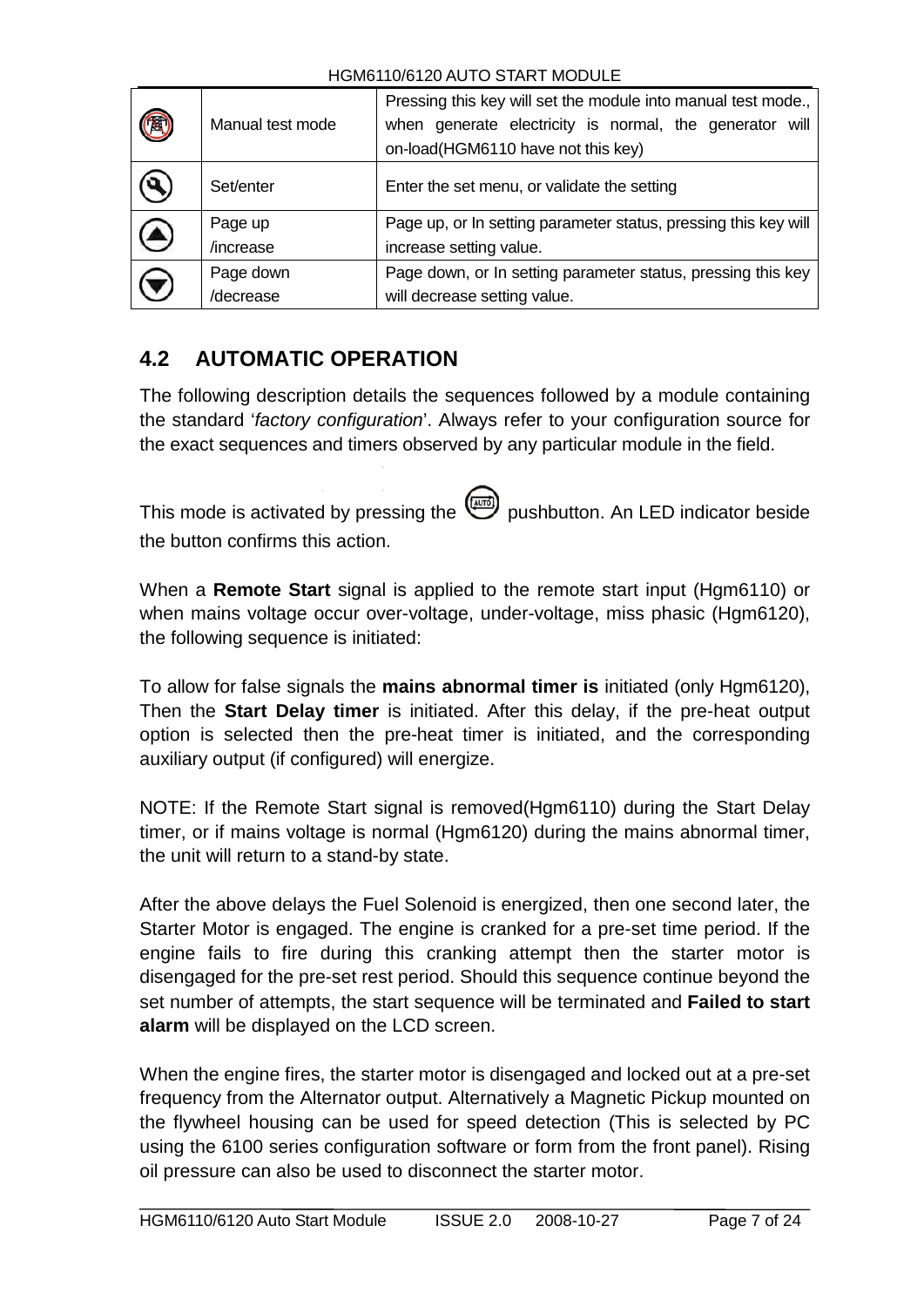| | | |
|---|---|---|
| | Manual test mode | Pressing this key will set the module into manual test mode., when generate electricity is normal, the generator will on-load(HGM6110 have not this key) |
| | Set/enter | Enter the set menu, or validate the setting |
| | Page up /increase | Page up, or In setting parameter status, pressing this key will increase setting value. |
| | Page down /decrease | Page down, or In setting parameter status, pressing this key will decrease setting value. |

## 4.2 AUTOMATIC OPERATION

The following description details the sequences followed by a module containing the standard '*factory configuration*'. Always refer to your configuration source for the exact sequences and timers observed by any particular module in the field.

This mode is activated by pressing the pushbutton. An LED indicator beside the button confirms this action.

When a **Remote Start** signal is applied to the remote start input (Hgm6110) or when mains voltage occur over-voltage, under-voltage, miss phasic (Hgm6120), the following sequence is initiated:

To allow for false signals the **mains abnormal timer is** initiated (only Hgm6120), Then the **Start Delay timer** is initiated. After this delay, if the pre-heat output option is selected then the pre-heat timer is initiated, and the corresponding auxiliary output (if configured) will energize.

NOTE: If the Remote Start signal is removed(Hgm6110) during the Start Delay timer, or if mains voltage is normal (Hgm6120) during the mains abnormal timer, the unit will return to a stand-by state.

After the above delays the Fuel Solenoid is energized, then one second later, the Starter Motor is engaged. The engine is cranked for a pre-set time period. If the engine fails to fire during this cranking attempt then the starter motor is disengaged for the pre-set rest period. Should this sequence continue beyond the set number of attempts, the start sequence will be terminated and **Failed to start alarm** will be displayed on the LCD screen.

When the engine fires, the starter motor is disengaged and locked out at a pre-set frequency from the Alternator output. Alternatively a Magnetic Pickup mounted on the flywheel housing can be used for speed detection (This is selected by PC using the 6100 series configuration software or form from the front panel). Rising oil pressure can also be used to disconnect the starter motor.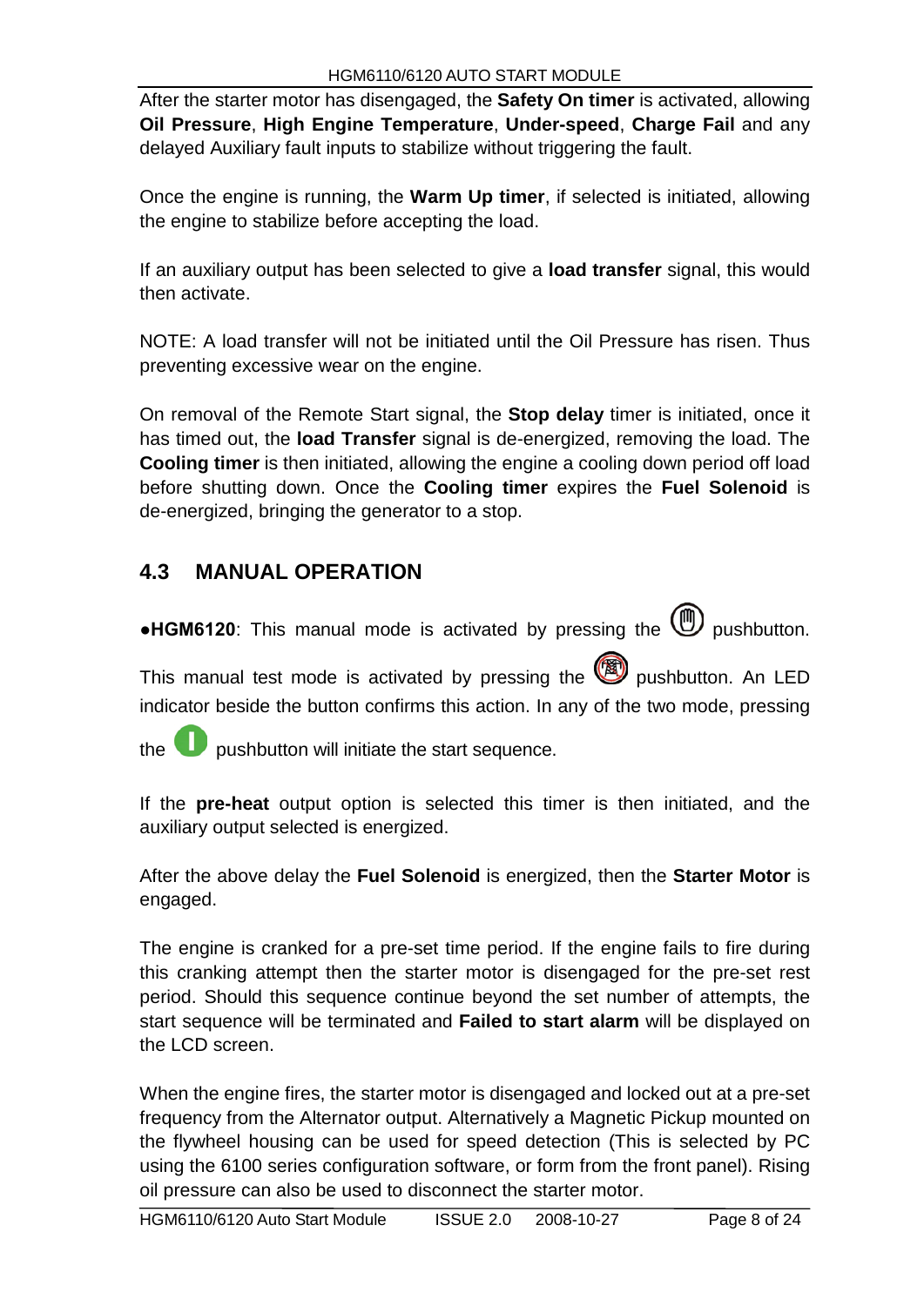After the starter motor has disengaged, the **Safety On timer** is activated, allowing **Oil Pressure**, **High Engine Temperature**, **Under-speed**, **Charge Fail** and any delayed Auxiliary fault inputs to stabilize without triggering the fault.

Once the engine is running, the **Warm Up timer**, if selected is initiated, allowing the engine to stabilize before accepting the load.

If an auxiliary output has been selected to give a **load transfer** signal, this would then activate.

NOTE: A load transfer will not be initiated until the Oil Pressure has risen. Thus preventing excessive wear on the engine.

On removal of the Remote Start signal, the **Stop delay** timer is initiated, once it has timed out, the **load Transfer** signal is de-energized, removing the load. The **Cooling timer** is then initiated, allowing the engine a cooling down period off load before shutting down. Once the **Cooling timer** expires the **Fuel Solenoid** is de-energized, bringing the generator to a stop.

## 4.3 MANUAL OPERATION

●**HGM6120**: This manual mode is activated by pressing the pushbutton. This manual test mode is activated by pressing the pushbutton. An LED indicator beside the button confirms this action. In any of the two mode, pressing the pushbutton will initiate the start sequence.

If the **pre-heat** output option is selected this timer is then initiated, and the auxiliary output selected is energized.

After the above delay the **Fuel Solenoid** is energized, then the **Starter Motor** is engaged.

The engine is cranked for a pre-set time period. If the engine fails to fire during this cranking attempt then the starter motor is disengaged for the pre-set rest period. Should this sequence continue beyond the set number of attempts, the start sequence will be terminated and **Failed to start alarm** will be displayed on the LCD screen.

When the engine fires, the starter motor is disengaged and locked out at a pre-set frequency from the Alternator output. Alternatively a Magnetic Pickup mounted on the flywheel housing can be used for speed detection (This is selected by PC using the 6100 series configuration software, or form from the front panel). Rising oil pressure can also be used to disconnect the starter motor.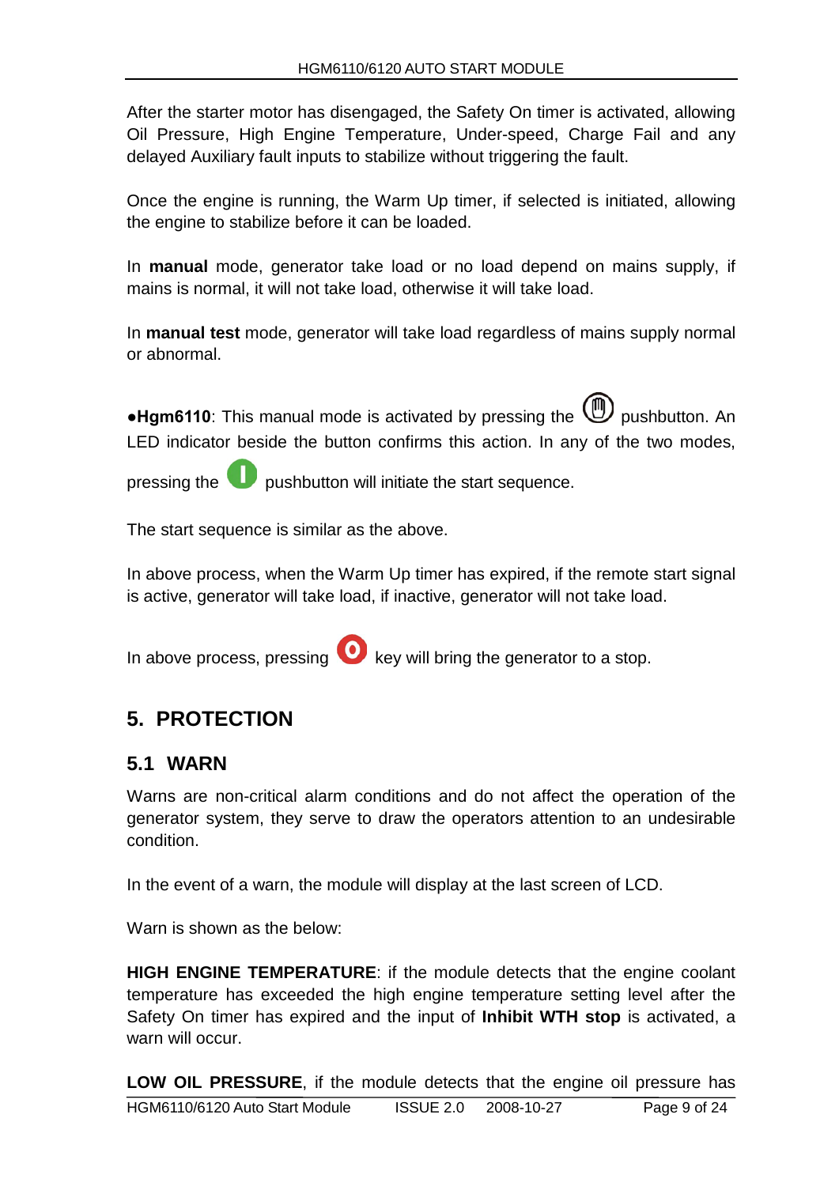After the starter motor has disengaged, the Safety On timer is activated, allowing Oil Pressure, High Engine Temperature, Under-speed, Charge Fail and any delayed Auxiliary fault inputs to stabilize without triggering the fault.

Once the engine is running, the Warm Up timer, if selected is initiated, allowing the engine to stabilize before it can be loaded.

In **manual** mode, generator take load or no load depend on mains supply, if mains is normal, it will not take load, otherwise it will take load.

In **manual test** mode, generator will take load regardless of mains supply normal or abnormal.

●**Hgm6110**: This manual mode is activated by pressing the pushbutton. An LED indicator beside the button confirms this action. In any of the two modes, pressing the pushbutton will initiate the start sequence.

The start sequence is similar as the above.

In above process, when the Warm Up timer has expired, if the remote start signal is active, generator will take load, if inactive, generator will not take load.

In above process, pressing key will bring the generator to a stop.

# 5. PROTECTION

## 5.1 WARN

Warns are non-critical alarm conditions and do not affect the operation of the generator system, they serve to draw the operators attention to an undesirable condition.

In the event of a warn, the module will display at the last screen of LCD.

Warn is shown as the below:

**HIGH ENGINE TEMPERATURE**: if the module detects that the engine coolant temperature has exceeded the high engine temperature setting level after the Safety On timer has expired and the input of **Inhibit WTH stop** is activated, a warn will occur.

**LOW OIL PRESSURE**, if the module detects that the engine oil pressure has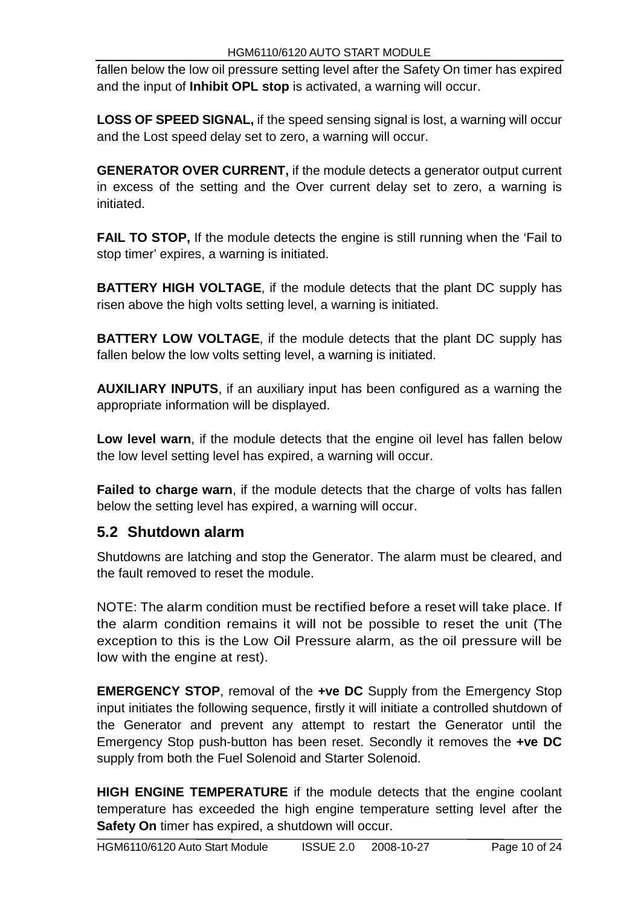fallen below the low oil pressure setting level after the Safety On timer has expired and the input of **Inhibit OPL stop** is activated, a warning will occur.

**LOSS OF SPEED SIGNAL,** if the speed sensing signal is lost, a warning will occur and the Lost speed delay set to zero, a warning will occur.

**GENERATOR OVER CURRENT,** if the module detects a generator output current in excess of the setting and the Over current delay set to zero, a warning is initiated.

**FAIL TO STOP,** If the module detects the engine is still running when the 'Fail to stop timer' expires, a warning is initiated.

**BATTERY HIGH VOLTAGE**, if the module detects that the plant DC supply has risen above the high volts setting level, a warning is initiated.

**BATTERY LOW VOLTAGE**, if the module detects that the plant DC supply has fallen below the low volts setting level, a warning is initiated.

**AUXILIARY INPUTS**, if an auxiliary input has been configured as a warning the appropriate information will be displayed.

**Low level warn**, if the module detects that the engine oil level has fallen below the low level setting level has expired, a warning will occur.

**Failed to charge warn**, if the module detects that the charge of volts has fallen below the setting level has expired, a warning will occur.

## 5.2 Shutdown alarm

Shutdowns are latching and stop the Generator. The alarm must be cleared, and the fault removed to reset the module.

NOTE: The alarm condition must be rectified before a reset will take place. If the alarm condition remains it will not be possible to reset the unit (The exception to this is the Low Oil Pressure alarm, as the oil pressure will be low with the engine at rest).

**EMERGENCY STOP**, removal of the **+ve DC** Supply from the Emergency Stop input initiates the following sequence, firstly it will initiate a controlled shutdown of the Generator and prevent any attempt to restart the Generator until the Emergency Stop push-button has been reset. Secondly it removes the **+ve DC** supply from both the Fuel Solenoid and Starter Solenoid.

**HIGH ENGINE TEMPERATURE** if the module detects that the engine coolant temperature has exceeded the high engine temperature setting level after the **Safety On** timer has expired, a shutdown will occur.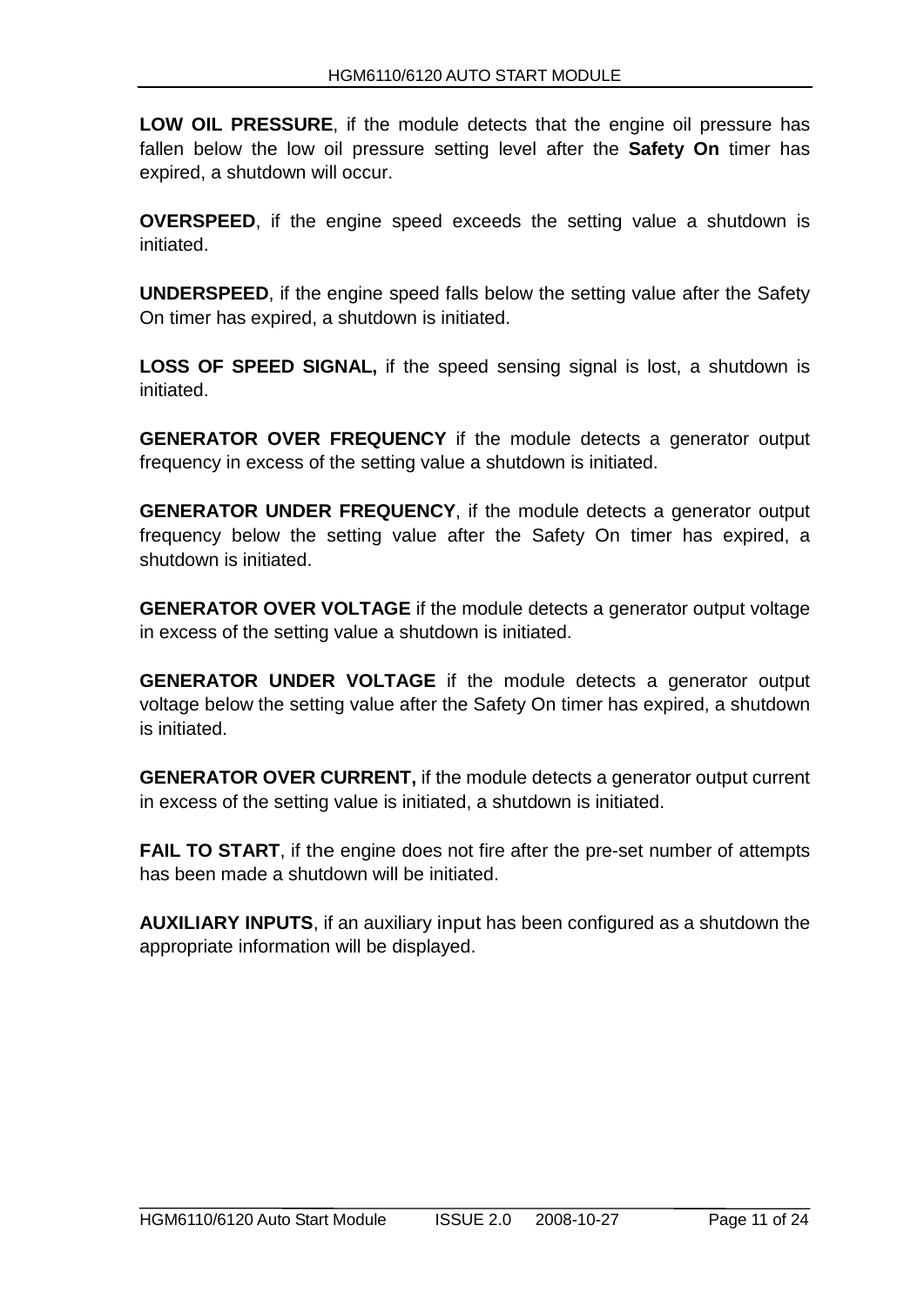**LOW OIL PRESSURE**, if the module detects that the engine oil pressure has fallen below the low oil pressure setting level after the **Safety On** timer has expired, a shutdown will occur.

**OVERSPEED**, if the engine speed exceeds the setting value a shutdown is initiated.

**UNDERSPEED**, if the engine speed falls below the setting value after the Safety On timer has expired, a shutdown is initiated.

**LOSS OF SPEED SIGNAL,** if the speed sensing signal is lost, a shutdown is initiated.

**GENERATOR OVER FREQUENCY** if the module detects a generator output frequency in excess of the setting value a shutdown is initiated.

**GENERATOR UNDER FREQUENCY**, if the module detects a generator output frequency below the setting value after the Safety On timer has expired, a shutdown is initiated.

**GENERATOR OVER VOLTAGE** if the module detects a generator output voltage in excess of the setting value a shutdown is initiated.

**GENERATOR UNDER VOLTAGE** if the module detects a generator output voltage below the setting value after the Safety On timer has expired, a shutdown is initiated.

**GENERATOR OVER CURRENT,** if the module detects a generator output current in excess of the setting value is initiated, a shutdown is initiated.

**FAIL TO START**, if the engine does not fire after the pre-set number of attempts has been made a shutdown will be initiated.

**AUXILIARY INPUTS**, if an auxiliary input has been configured as a shutdown the appropriate information will be displayed.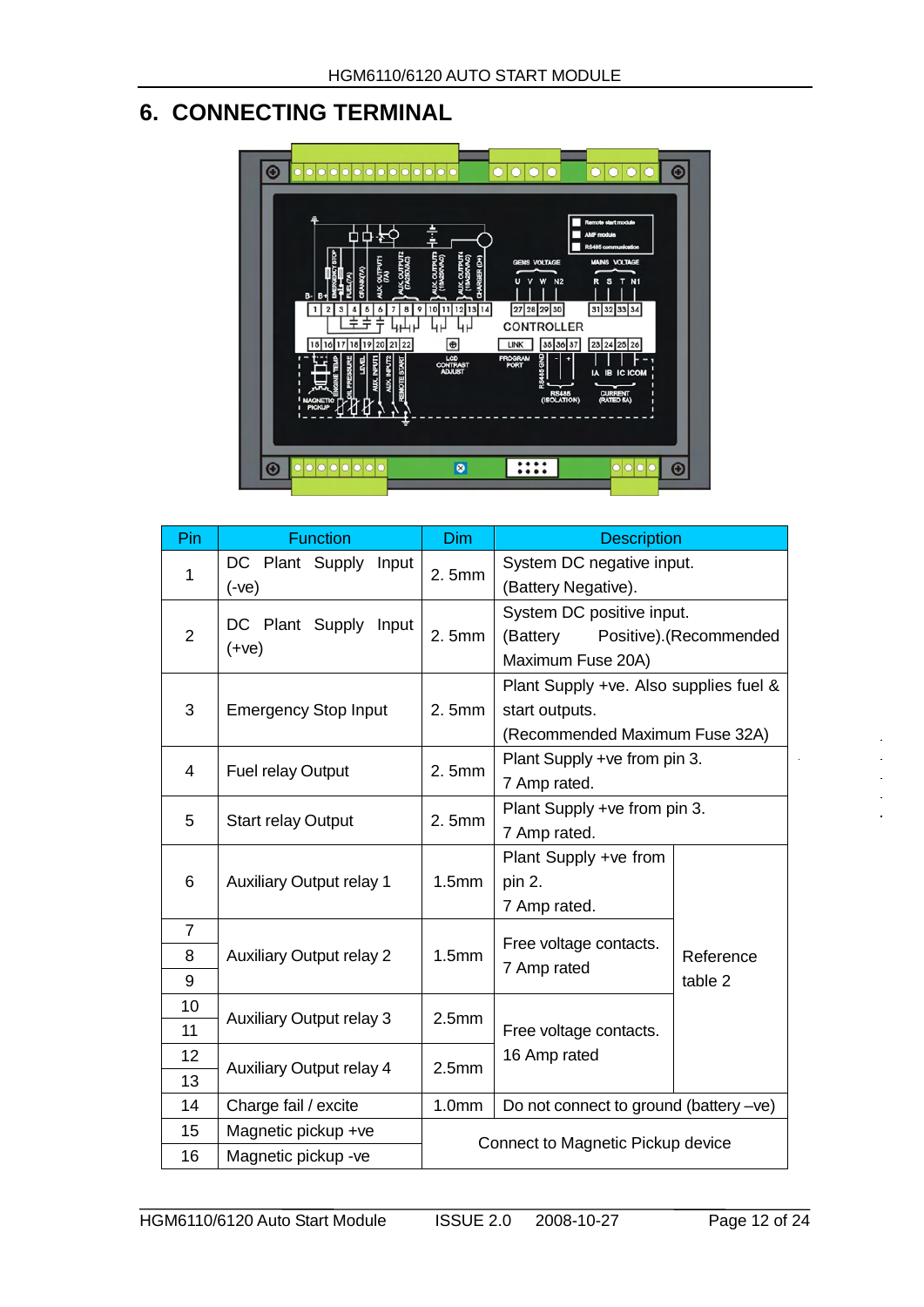# 6. CONNECTING TERMINAL

| Pin | Function | Dim | Description | |
|---|---|---|---|---|
| 1 | DC Plant Supply Input (-ve) | 2. 5mm | System DC negative input. (Battery Negative). | |
| 2 | DC Plant Supply Input (+ve) | 2. 5mm | System DC positive input. (Battery Positive).(Recommended Maximum Fuse 20A) | |
| 3 | Emergency Stop Input | 2. 5mm | Plant Supply +ve. Also supplies fuel & start outputs. (Recommended Maximum Fuse 32A) | |
| 4 | Fuel relay Output | 2. 5mm | Plant Supply +ve from pin 3. 7 Amp rated. | |
| 5 | Start relay Output | 2. 5mm | Plant Supply +ve from pin 3. 7 Amp rated. | |
| 6 | Auxiliary Output relay 1 | 1.5mm | Plant Supply +ve from pin 2. 7 Amp rated. | Reference table 2 |
| 7 | Auxiliary Output relay 2 | 1.5mm | Free voltage contacts. 7 Amp rated | |
| 8 | | | | |
| 9 | | | | |
| 10 | Auxiliary Output relay 3 | 2.5mm | Free voltage contacts. 16 Amp rated | |
| 11 | | | | |
| 12 | Auxiliary Output relay 4 | 2.5mm | | |
| 13 | | | | |
| 14 | Charge fail / excite | 1.0mm | Do not connect to ground (battery –ve) | |
| 15 | Magnetic pickup +ve | Connect to Magnetic Pickup device | | |
| 16 | Magnetic pickup -ve | | | |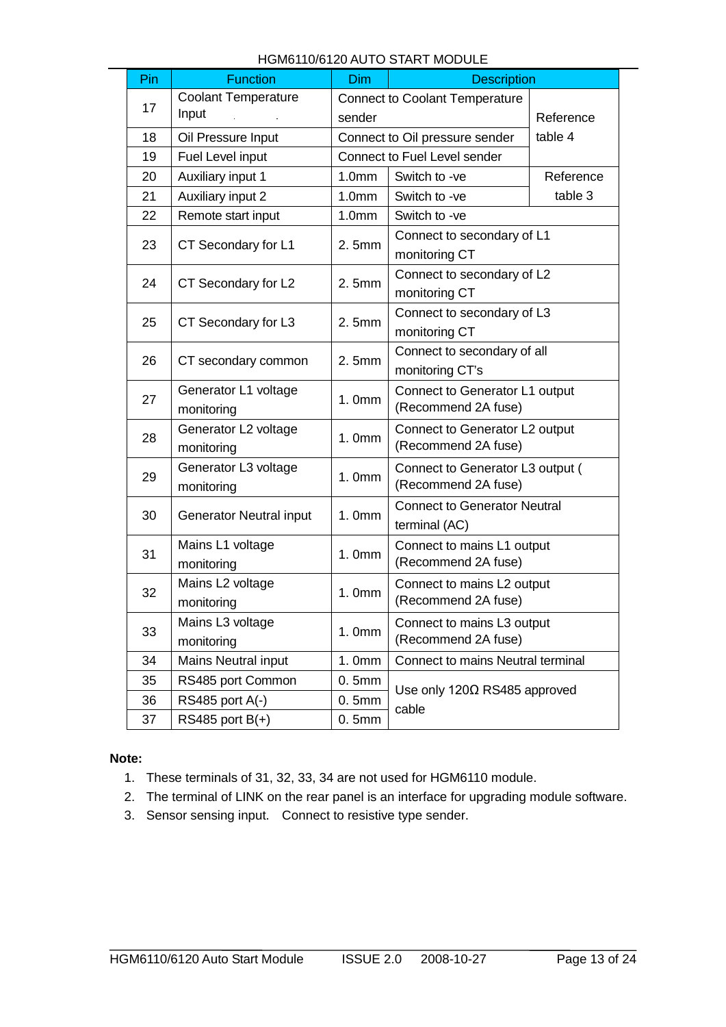| Pin | Function | Dim | Description | |
|---|---|---|---|---|
| 17 | Coolant Temperature Input | Connect to Coolant Temperature sender | | Reference table 4 |
| 18 | Oil Pressure Input | Connect to Oil pressure sender | | |
| 19 | Fuel Level input | Connect to Fuel Level sender | | |
| 20 | Auxiliary input 1 | 1.0mm | Switch to -ve | Reference table 3 |
| 21 | Auxiliary input 2 | 1.0mm | Switch to -ve | |
| 22 | Remote start input | 1.0mm | Switch to -ve | |
| 23 | CT Secondary for L1 | 2. 5mm | Connect to secondary of L1 monitoring CT | |
| 24 | CT Secondary for L2 | 2. 5mm | Connect to secondary of L2 monitoring CT | |
| 25 | CT Secondary for L3 | 2. 5mm | Connect to secondary of L3 monitoring CT | |
| 26 | CT secondary common | 2. 5mm | Connect to secondary of all monitoring CT's | |
| 27 | Generator L1 voltage monitoring | 1. 0mm | Connect to Generator L1 output (Recommend 2A fuse) | |
| 28 | Generator L2 voltage monitoring | 1. 0mm | Connect to Generator L2 output (Recommend 2A fuse) | |
| 29 | Generator L3 voltage monitoring | 1. 0mm | Connect to Generator L3 output ( (Recommend 2A fuse) | |
| 30 | Generator Neutral input | 1. 0mm | Connect to Generator Neutral terminal (AC) | |
| 31 | Mains L1 voltage monitoring | 1. 0mm | Connect to mains L1 output (Recommend 2A fuse) | |
| 32 | Mains L2 voltage monitoring | 1. 0mm | Connect to mains L2 output (Recommend 2A fuse) | |
| 33 | Mains L3 voltage monitoring | 1. 0mm | Connect to mains L3 output (Recommend 2A fuse) | |
| 34 | Mains Neutral input | 1. 0mm | Connect to mains Neutral terminal | |
| 35 | RS485 port Common | 0. 5mm | Use only 120Ω RS485 approved cable | |
| 36 | RS485 port A(-) | 0. 5mm | | |
| 37 | RS485 port B(+) | 0. 5mm | | |

**Note:**

1. These terminals of 31, 32, 33, 34 are not used for HGM6110 module.
2. The terminal of LINK on the rear panel is an interface for upgrading module software.
3. Sensor sensing input. Connect to resistive type sender.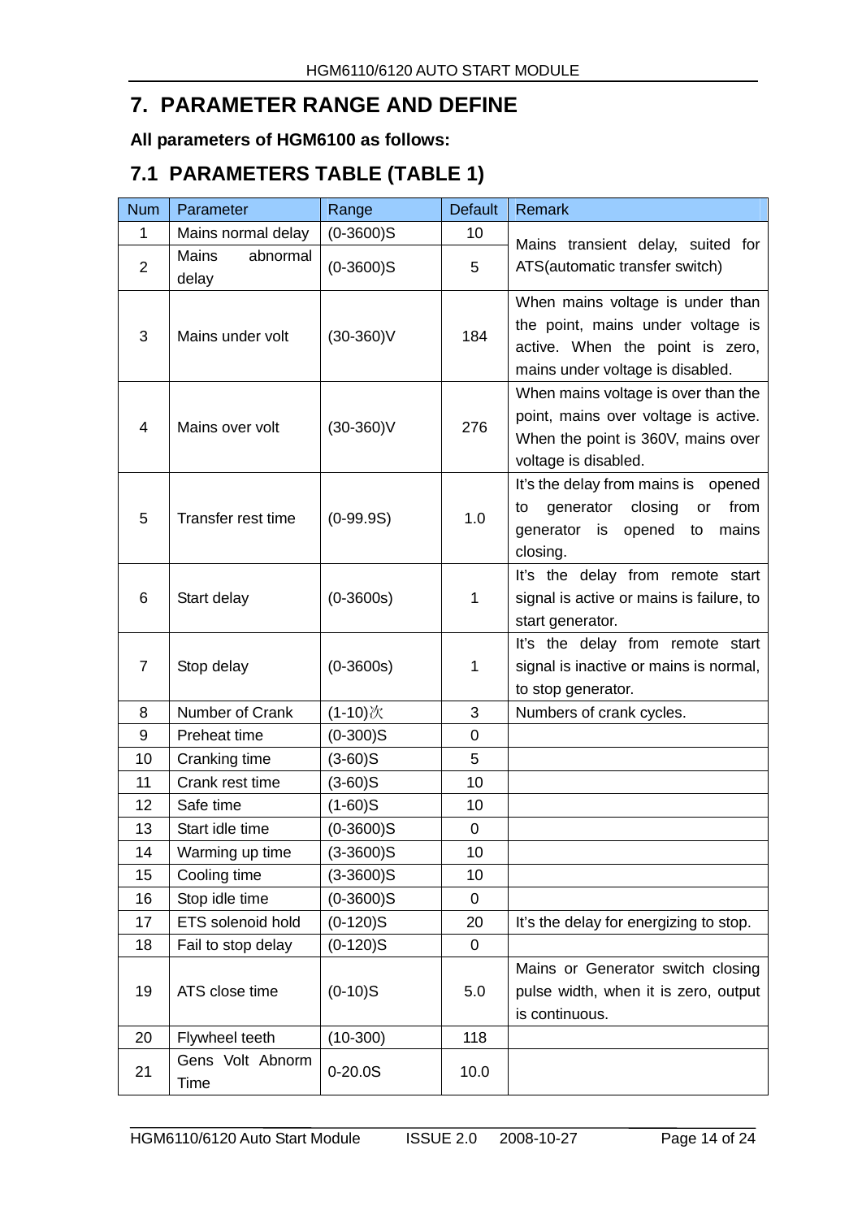# 7. PARAMETER RANGE AND DEFINE

**All parameters of HGM6100 as follows:**

## 7.1 PARAMETERS TABLE (TABLE 1)

| Num | Parameter | Range | Default | Remark |
|---|---|---|---|---|
| 1 | Mains normal delay | (0-3600)S | 10 | Mains transient delay, suited for ATS(automatic transfer switch) |
| 2 | Mains abnormal delay | (0-3600)S | 5 | |
| 3 | Mains under volt | (30-360)V | 184 | When mains voltage is under than the point, mains under voltage is active. When the point is zero, mains under voltage is disabled. |
| 4 | Mains over volt | (30-360)V | 276 | When mains voltage is over than the point, mains over voltage is active. When the point is 360V, mains over voltage is disabled. |
| 5 | Transfer rest time | (0-99.9S) | 1.0 | It's the delay from mains is opened to generator closing or from generator is opened to mains closing. |
| 6 | Start delay | (0-3600s) | 1 | It's the delay from remote start signal is active or mains is failure, to start generator. |
| 7 | Stop delay | (0-3600s) | 1 | It's the delay from remote start signal is inactive or mains is normal, to stop generator. |
| 8 | Number of Crank | (1-10)次 | 3 | Numbers of crank cycles. |
| 9 | Preheat time | (0-300)S | 0 | |
| 10 | Cranking time | (3-60)S | 5 | |
| 11 | Crank rest time | (3-60)S | 10 | |
| 12 | Safe time | (1-60)S | 10 | |
| 13 | Start idle time | (0-3600)S | 0 | |
| 14 | Warming up time | (3-3600)S | 10 | |
| 15 | Cooling time | (3-3600)S | 10 | |
| 16 | Stop idle time | (0-3600)S | 0 | |
| 17 | ETS solenoid hold | (0-120)S | 20 | It's the delay for energizing to stop. |
| 18 | Fail to stop delay | (0-120)S | 0 | |
| 19 | ATS close time | (0-10)S | 5.0 | Mains or Generator switch closing pulse width, when it is zero, output is continuous. |
| 20 | Flywheel teeth | (10-300) | 118 | |
| 21 | Gens Volt Abnorm Time | 0-20.0S | 10.0 | |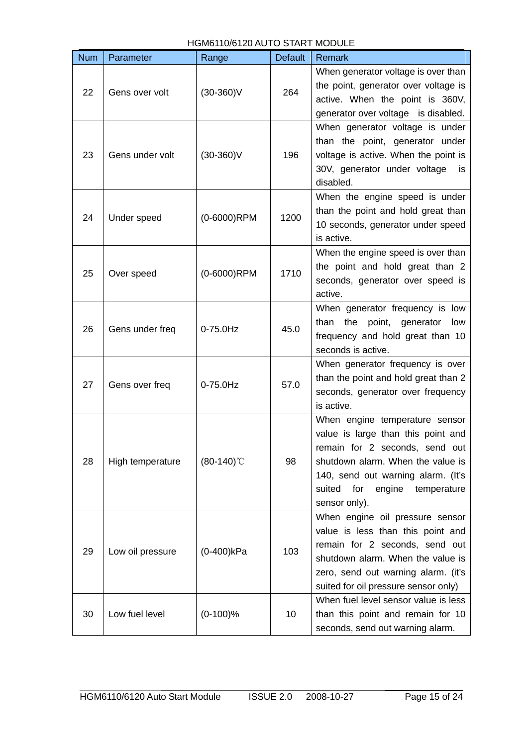| Num | Parameter | Range | Default | Remark |
|---|---|---|---|---|
| 22 | Gens over volt | (30-360)V | 264 | When generator voltage is over than the point, generator over voltage is active. When the point is 360V, generator over voltage is disabled. |
| 23 | Gens under volt | (30-360)V | 196 | When generator voltage is under than the point, generator under voltage is active. When the point is 30V, generator under voltage is disabled. |
| 24 | Under speed | (0-6000)RPM | 1200 | When the engine speed is under than the point and hold great than 10 seconds, generator under speed is active. |
| 25 | Over speed | (0-6000)RPM | 1710 | When the engine speed is over than the point and hold great than 2 seconds, generator over speed is active. |
| 26 | Gens under freq | 0-75.0Hz | 45.0 | When generator frequency is low than the point, generator low frequency and hold great than 10 seconds is active. |
| 27 | Gens over freq | 0-75.0Hz | 57.0 | When generator frequency is over than the point and hold great than 2 seconds, generator over frequency is active. |
| 28 | High temperature | (80-140)℃ | 98 | When engine temperature sensor value is large than this point and remain for 2 seconds, send out shutdown alarm. When the value is 140, send out warning alarm. (It's suited for engine temperature sensor only). |
| 29 | Low oil pressure | (0-400)kPa | 103 | When engine oil pressure sensor value is less than this point and remain for 2 seconds, send out shutdown alarm. When the value is zero, send out warning alarm. (it's suited for oil pressure sensor only) |
| 30 | Low fuel level | (0-100)% | 10 | When fuel level sensor value is less than this point and remain for 10 seconds, send out warning alarm. |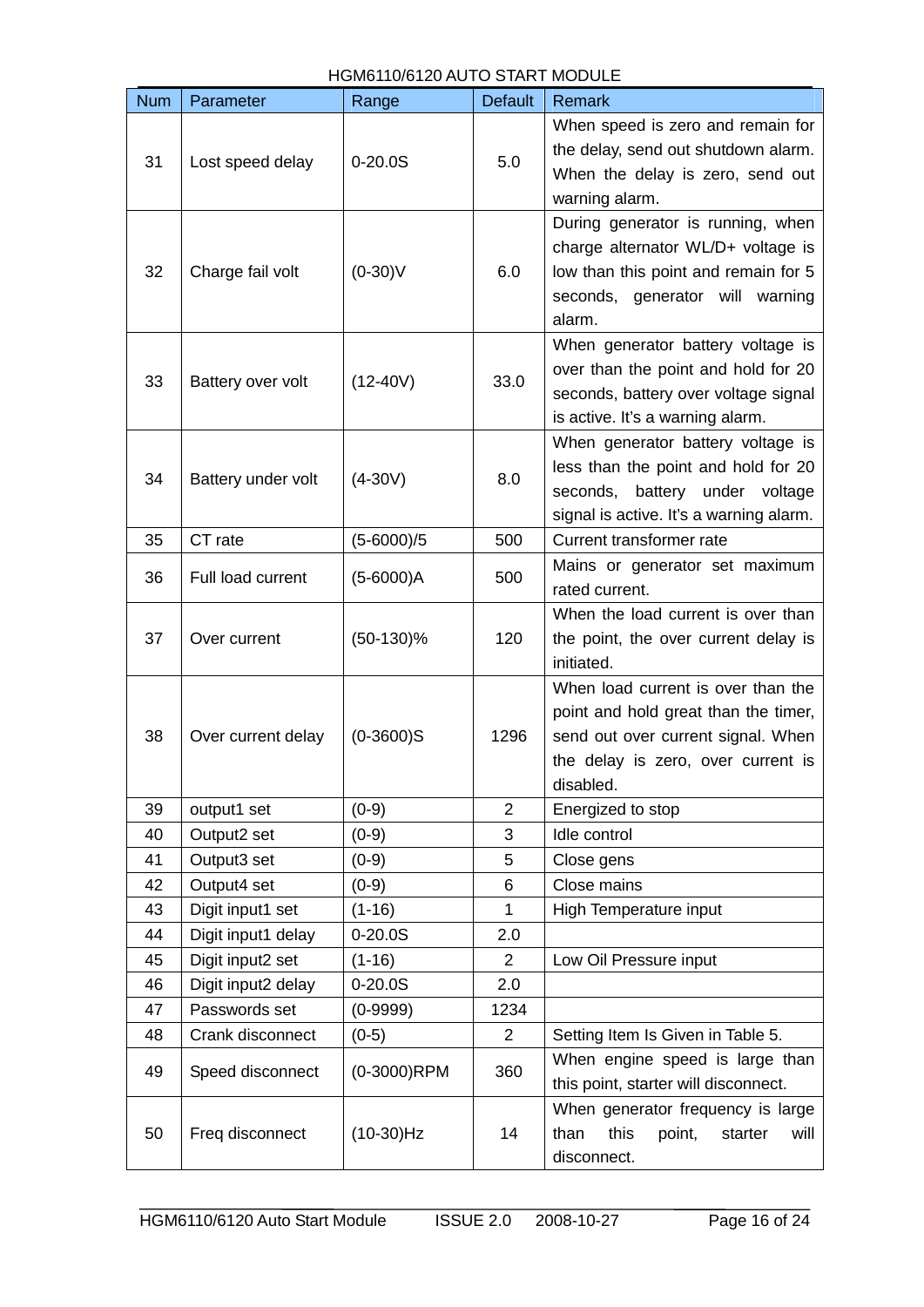| Num | Parameter | Range | Default | Remark |
|---|---|---|---|---|
| 31 | Lost speed delay | 0-20.0S | 5.0 | When speed is zero and remain for the delay, send out shutdown alarm. When the delay is zero, send out warning alarm. |
| 32 | Charge fail volt | (0-30)V | 6.0 | During generator is running, when charge alternator WL/D+ voltage is low than this point and remain for 5 seconds, generator will warning alarm. |
| 33 | Battery over volt | (12-40V) | 33.0 | When generator battery voltage is over than the point and hold for 20 seconds, battery over voltage signal is active. It's a warning alarm. |
| 34 | Battery under volt | (4-30V) | 8.0 | When generator battery voltage is less than the point and hold for 20 seconds, battery under voltage signal is active. It's a warning alarm. |
| 35 | CT rate | (5-6000)/5 | 500 | Current transformer rate |
| 36 | Full load current | (5-6000)A | 500 | Mains or generator set maximum rated current. |
| 37 | Over current | (50-130)% | 120 | When the load current is over than the point, the over current delay is initiated. |
| 38 | Over current delay | (0-3600)S | 1296 | When load current is over than the point and hold great than the timer, send out over current signal. When the delay is zero, over current is disabled. |
| 39 | output1 set | (0-9) | 2 | Energized to stop |
| 40 | Output2 set | (0-9) | 3 | Idle control |
| 41 | Output3 set | (0-9) | 5 | Close gens |
| 42 | Output4 set | (0-9) | 6 | Close mains |
| 43 | Digit input1 set | (1-16) | 1 | High Temperature input |
| 44 | Digit input1 delay | 0-20.0S | 2.0 | |
| 45 | Digit input2 set | (1-16) | 2 | Low Oil Pressure input |
| 46 | Digit input2 delay | 0-20.0S | 2.0 | |
| 47 | Passwords set | (0-9999) | 1234 | |
| 48 | Crank disconnect | (0-5) | 2 | Setting Item Is Given in Table 5. |
| 49 | Speed disconnect | (0-3000)RPM | 360 | When engine speed is large than this point, starter will disconnect. |
| 50 | Freq disconnect | (10-30)Hz | 14 | When generator frequency is large than this point, starter will disconnect. |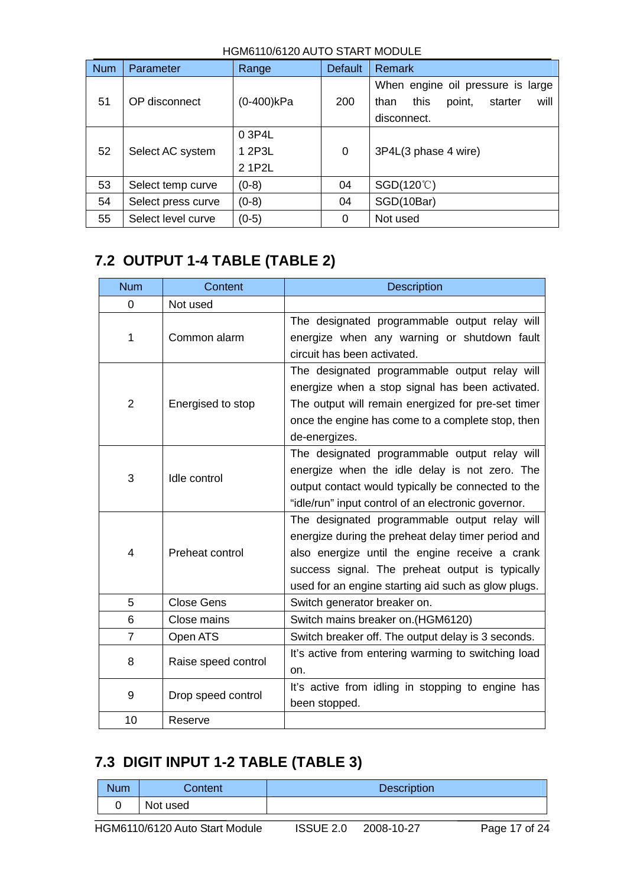| Num | Parameter | Range | Default | Remark |
|---|---|---|---|---|
| 51 | OP disconnect | (0-400)kPa | 200 | When engine oil pressure is large than this point, starter will disconnect. |
| 52 | Select AC system | 0 3P4L<br>1 2P3L<br>2 1P2L | 0 | 3P4L(3 phase 4 wire) |
| 53 | Select temp curve | (0-8) | 04 | SGD(120℃) |
| 54 | Select press curve | (0-8) | 04 | SGD(10Bar) |
| 55 | Select level curve | (0-5) | 0 | Not used |

## 7.2 OUTPUT 1-4 TABLE (TABLE 2)

| Num | Content | Description |
|---|---|---|
| 0 | Not used | |
| 1 | Common alarm | The designated programmable output relay will energize when any warning or shutdown fault circuit has been activated. |
| 2 | Energised to stop | The designated programmable output relay will energize when a stop signal has been activated. The output will remain energized for pre-set timer once the engine has come to a complete stop, then de-energizes. |
| 3 | Idle control | The designated programmable output relay will energize when the idle delay is not zero. The output contact would typically be connected to the "idle/run" input control of an electronic governor. |
| 4 | Preheat control | The designated programmable output relay will energize during the preheat delay timer period and also energize until the engine receive a crank success signal. The preheat output is typically used for an engine starting aid such as glow plugs. |
| 5 | Close Gens | Switch generator breaker on. |
| 6 | Close mains | Switch mains breaker on.(HGM6120) |
| 7 | Open ATS | Switch breaker off. The output delay is 3 seconds. |
| 8 | Raise speed control | It's active from entering warming to switching load on. |
| 9 | Drop speed control | It's active from idling in stopping to engine has been stopped. |
| 10 | Reserve | |

## 7.3 DIGIT INPUT 1-2 TABLE (TABLE 3)

| Num | Content | Description |
|---|---|---|
| 0 | Not used | |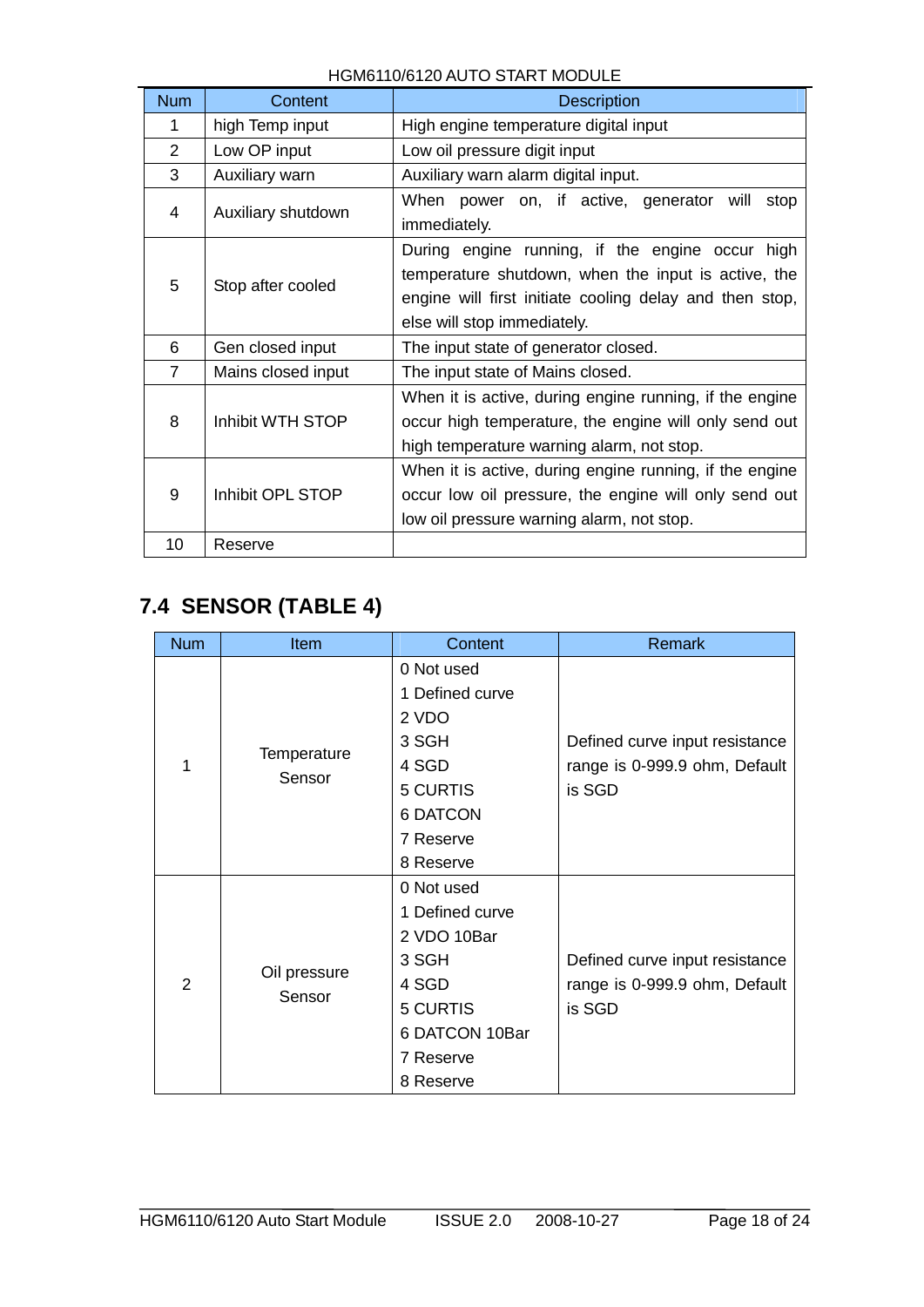| Num | Content | Description |
|---|---|---|
| 1 | high Temp input | High engine temperature digital input |
| 2 | Low OP input | Low oil pressure digit input |
| 3 | Auxiliary warn | Auxiliary warn alarm digital input. |
| 4 | Auxiliary shutdown | When power on, if active, generator will stop immediately. |
| 5 | Stop after cooled | During engine running, if the engine occur high temperature shutdown, when the input is active, the engine will first initiate cooling delay and then stop, else will stop immediately. |
| 6 | Gen closed input | The input state of generator closed. |
| 7 | Mains closed input | The input state of Mains closed. |
| 8 | Inhibit WTH STOP | When it is active, during engine running, if the engine occur high temperature, the engine will only send out high temperature warning alarm, not stop. |
| 9 | Inhibit OPL STOP | When it is active, during engine running, if the engine occur low oil pressure, the engine will only send out low oil pressure warning alarm, not stop. |
| 10 | Reserve | |

## 7.4 SENSOR (TABLE 4)

| Num | Item | Content | Remark |
|---|---|---|---|
| 1 | Temperature Sensor | 0 Not used<br>1 Defined curve<br>2 VDO<br>3 SGH<br>4 SGD<br>5 CURTIS<br>6 DATCON<br>7 Reserve<br>8 Reserve | Defined curve input resistance range is 0-999.9 ohm, Default is SGD |
| 2 | Oil pressure Sensor | 0 Not used<br>1 Defined curve<br>2 VDO 10Bar<br>3 SGH<br>4 SGD<br>5 CURTIS<br>6 DATCON 10Bar<br>7 Reserve<br>8 Reserve | Defined curve input resistance range is 0-999.9 ohm, Default is SGD |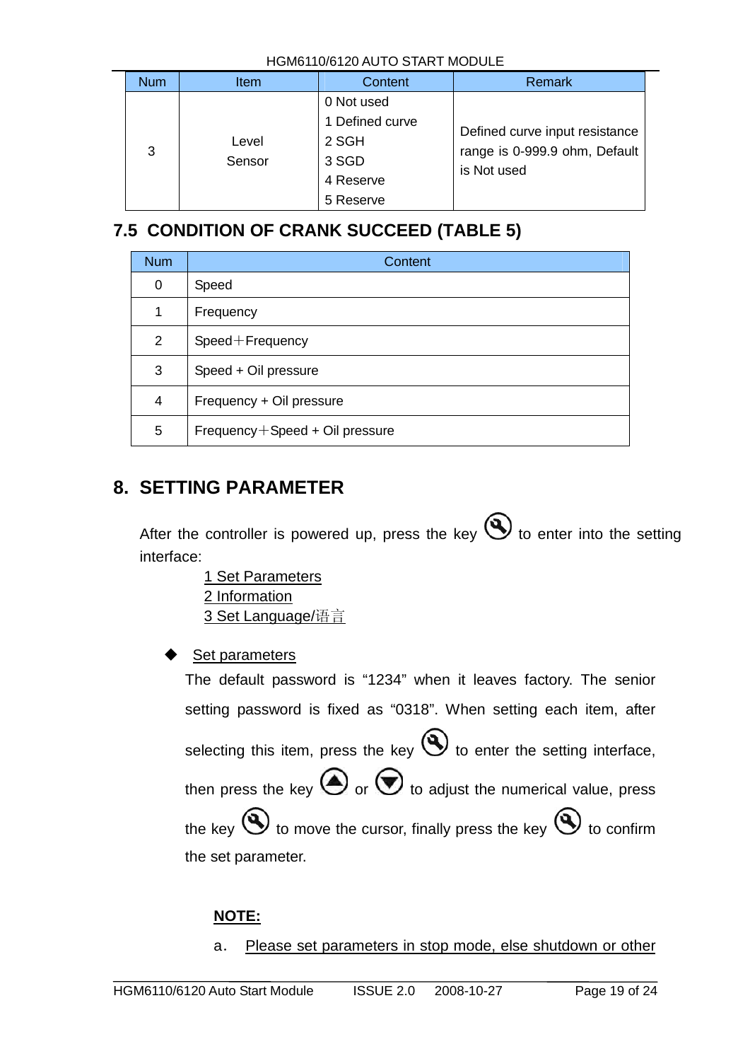| Num | Item | Content | Remark |
|---|---|---|---|
| 3 | Level Sensor | 0 Not used<br>1 Defined curve<br>2 SGH<br>3 SGD<br>4 Reserve<br>5 Reserve | Defined curve input resistance range is 0-999.9 ohm, Default is Not used |

## 7.5 CONDITION OF CRANK SUCCEED (TABLE 5)

| Num | Content |
|---|---|
| 0 | Speed |
| 1 | Frequency |
| 2 | Speed＋Frequency |
| 3 | Speed + Oil pressure |
| 4 | Frequency + Oil pressure |
| 5 | Frequency＋Speed + Oil pressure |

# 8. SETTING PARAMETER

After the controller is powered up, press the key (🔧) to enter into the setting interface:

1 Set Parameters
2 Information
3 Set Language/语言

- Set parameters

The default password is "1234" when it leaves factory. The senior setting password is fixed as "0318". When setting each item, after selecting this item, press the key (🔧) to enter the setting interface, then press the key (▲) or (▼) to adjust the numerical value, press the key (🔧) to move the cursor, finally press the key (🔧) to confirm the set parameter.

**NOTE:**

a. Please set parameters in stop mode, else shutdown or other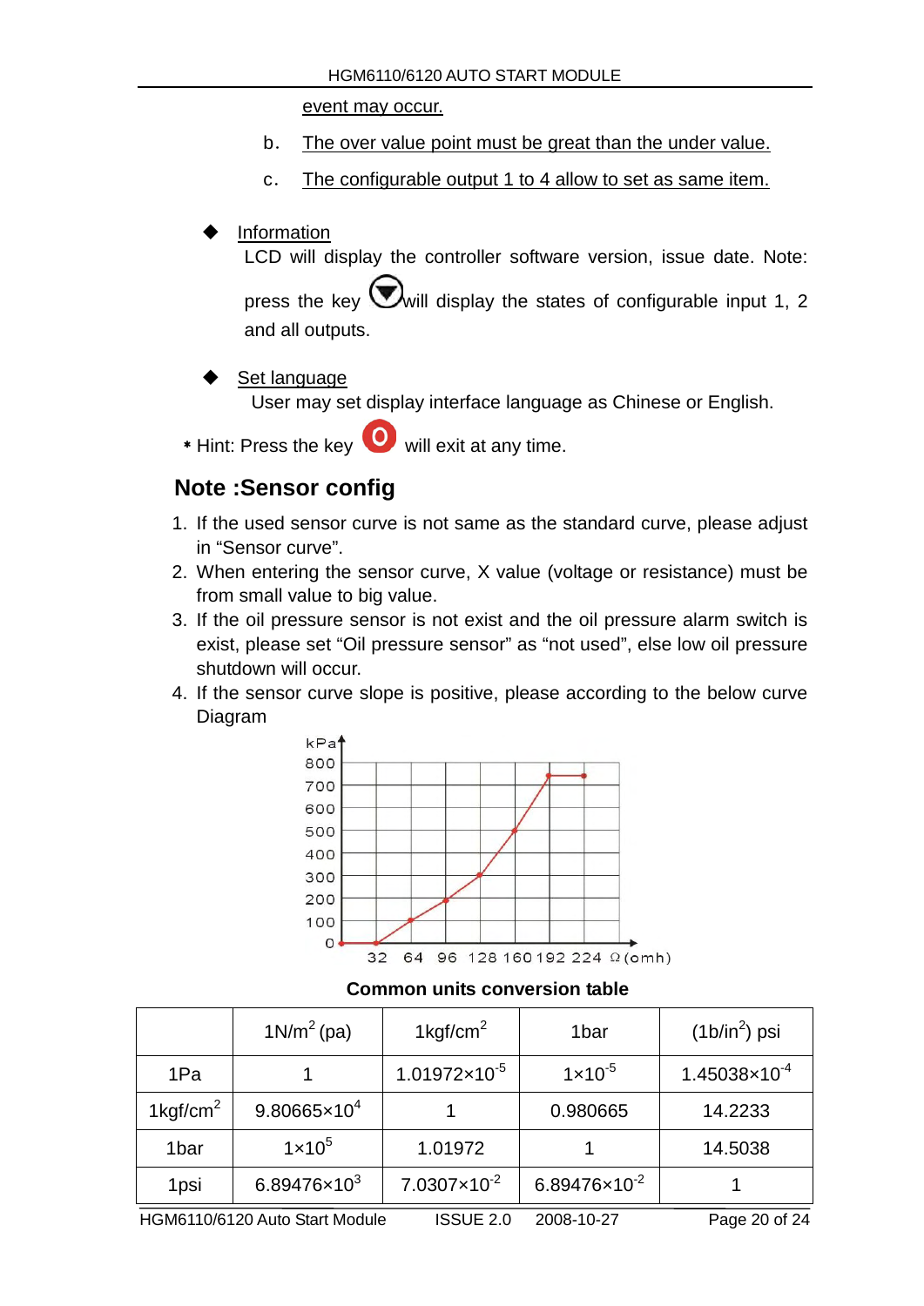event may occur.

b. The over value point must be great than the under value.

c. The configurable output 1 to 4 allow to set as same item.

- Information

LCD will display the controller software version, issue date. Note: press the key will display the states of configurable input 1, 2 and all outputs.

- Set language

User may set display interface language as Chinese or English.

* Hint: Press the key will exit at any time.

## Note :Sensor config

1. If the used sensor curve is not same as the standard curve, please adjust in "Sensor curve".
2. When entering the sensor curve, X value (voltage or resistance) must be from small value to big value.
3. If the oil pressure sensor is not exist and the oil pressure alarm switch is exist, please set "Oil pressure sensor" as "not used", else low oil pressure shutdown will occur.
4. If the sensor curve slope is positive, please according to the below curve Diagram

kPa
800
700
600
500
400
300
200
100
0
32 64 96 128 160 192 224 Ω(omh)

**Common units conversion table**

| | $1N/m^2$ (pa) | $1kgf/cm^2$ | 1bar | $(1b/in^2)$ psi |
|---|---|---|---|---|
| 1Pa | 1 | $1.01972\times10^{-5}$ | $1\times10^{-5}$ | $1.45038\times10^{-4}$ |
| $1kgf/cm^2$ | $9.80665\times10^{4}$ | 1 | 0.980665 | 14.2233 |
| 1bar | $1\times10^{5}$ | 1.01972 | 1 | 14.5038 |
| 1psi | $6.89476\times10^{3}$ | $7.0307\times10^{-2}$ | $6.89476\times10^{-2}$ | 1 |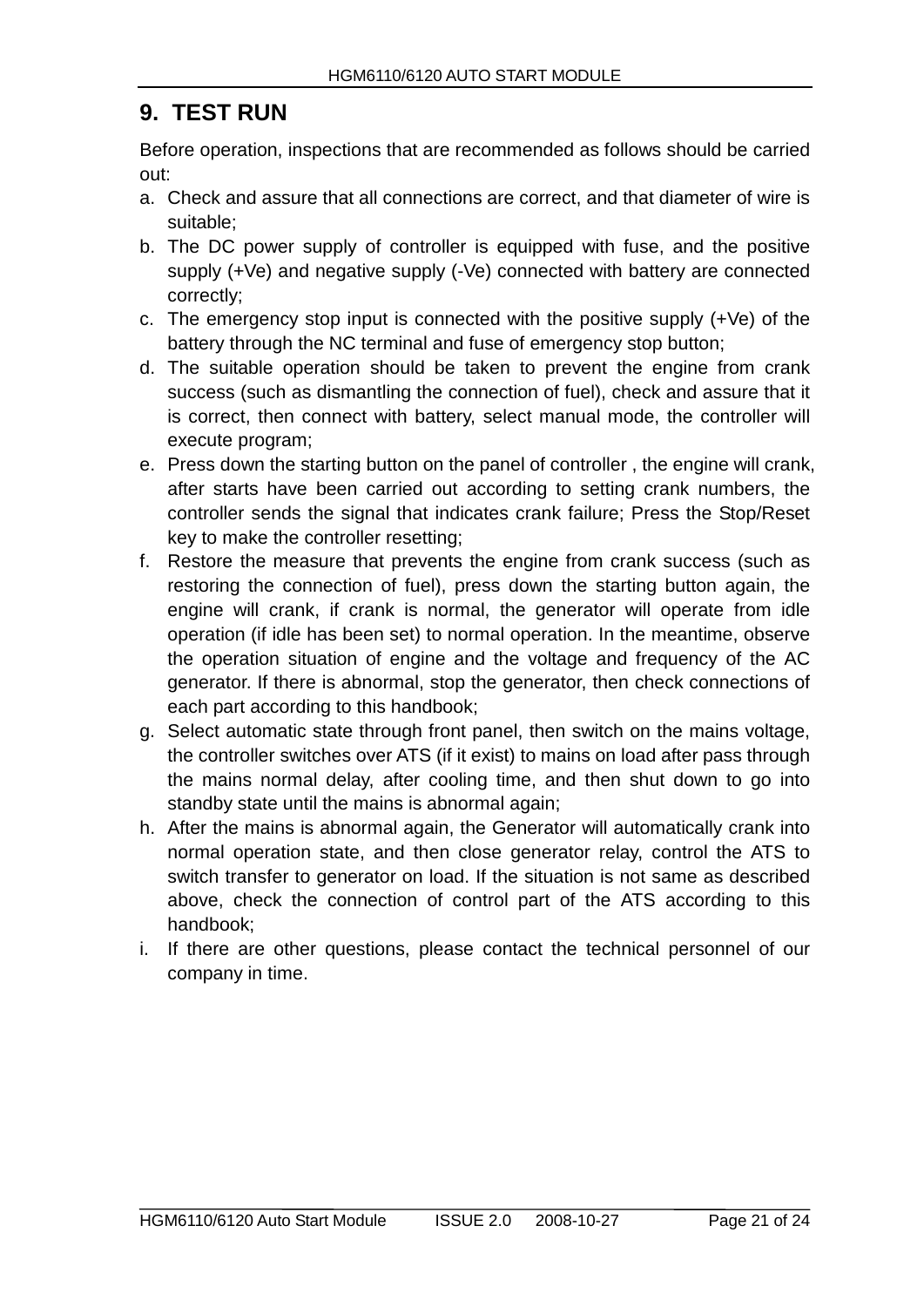# 9. TEST RUN

Before operation, inspections that are recommended as follows should be carried out:

a. Check and assure that all connections are correct, and that diameter of wire is suitable;
b. The DC power supply of controller is equipped with fuse, and the positive supply (+Ve) and negative supply (-Ve) connected with battery are connected correctly;
c. The emergency stop input is connected with the positive supply (+Ve) of the battery through the NC terminal and fuse of emergency stop button;
d. The suitable operation should be taken to prevent the engine from crank success (such as dismantling the connection of fuel), check and assure that it is correct, then connect with battery, select manual mode, the controller will execute program;
e. Press down the starting button on the panel of controller , the engine will crank, after starts have been carried out according to setting crank numbers, the controller sends the signal that indicates crank failure; Press the Stop/Reset key to make the controller resetting;
f. Restore the measure that prevents the engine from crank success (such as restoring the connection of fuel), press down the starting button again, the engine will crank, if crank is normal, the generator will operate from idle operation (if idle has been set) to normal operation. In the meantime, observe the operation situation of engine and the voltage and frequency of the AC generator. If there is abnormal, stop the generator, then check connections of each part according to this handbook;
g. Select automatic state through front panel, then switch on the mains voltage, the controller switches over ATS (if it exist) to mains on load after pass through the mains normal delay, after cooling time, and then shut down to go into standby state until the mains is abnormal again;
h. After the mains is abnormal again, the Generator will automatically crank into normal operation state, and then close generator relay, control the ATS to switch transfer to generator on load. If the situation is not same as described above, check the connection of control part of the ATS according to this handbook;
i. If there are other questions, please contact the technical personnel of our company in time.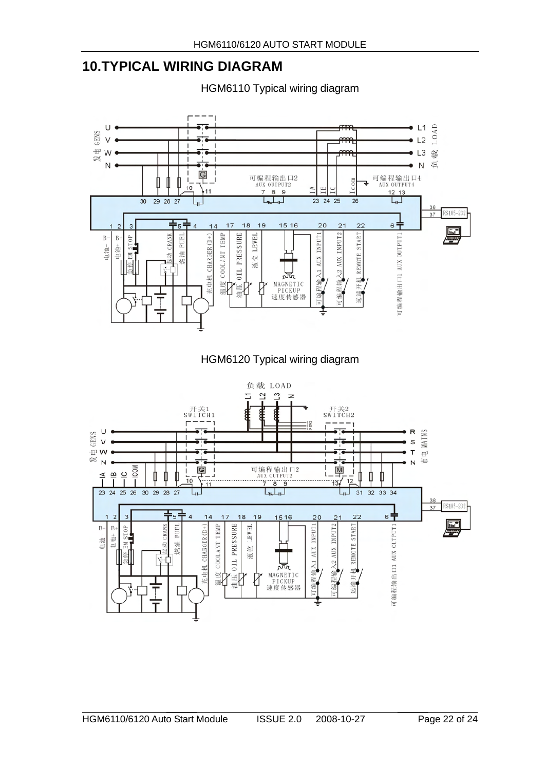# 10.TYPICAL WIRING DIAGRAM

HGM6110 Typical wiring diagram

HGM6120 Typical wiring diagram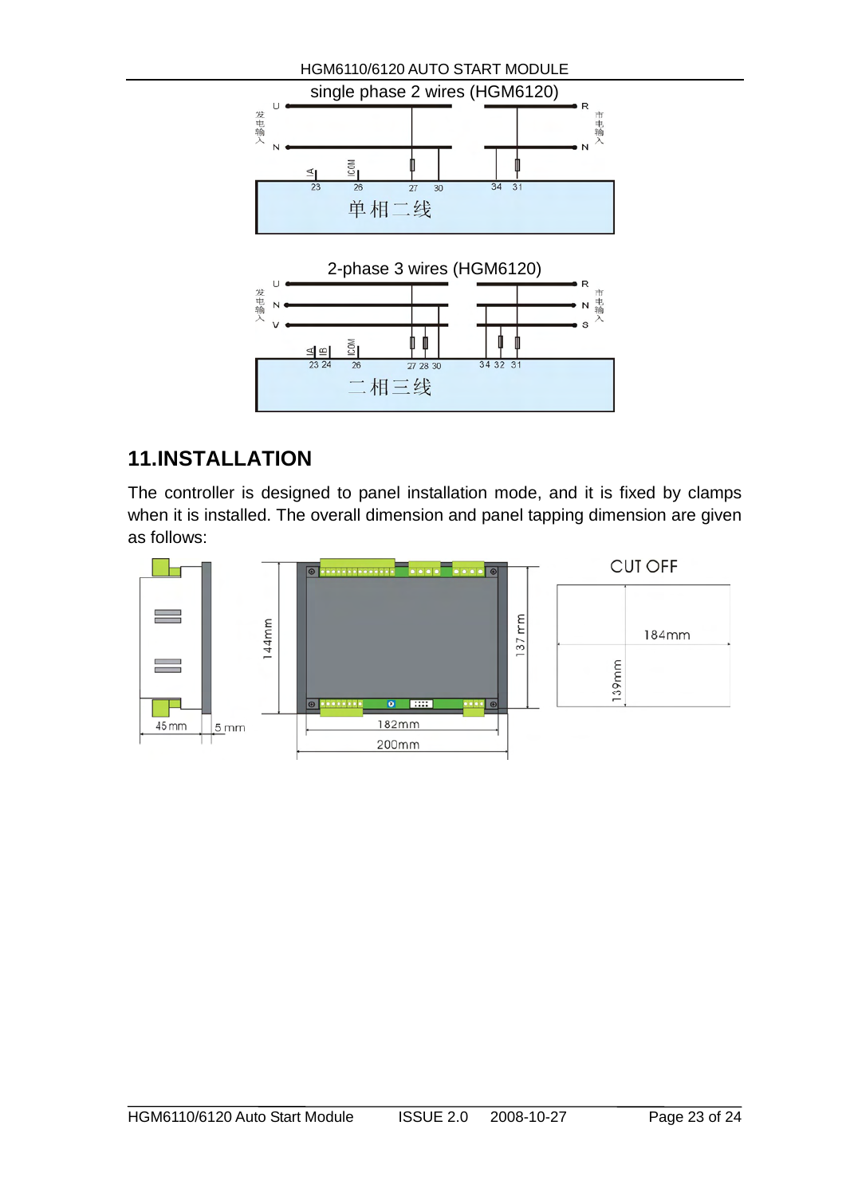single phase 2 wires (HGM6120)

U
发电输入
N
IA
ICOM
23
26
27
30
34
31
R
市电输入
N
单相二线

2-phase 3 wires (HGM6120)

U
发电输入
N
V
IA
IB
ICOM
23 24
26
27 28 30
34 32 31
R
市电输入
N
S
二相三线

## 11.INSTALLATION

The controller is designed to panel installation mode, and it is fixed by clamps when it is installed. The overall dimension and panel tapping dimension are given as follows:

45mm
5mm
144mm
137mm
182mm
200mm
CUT OFF
184mm
139mm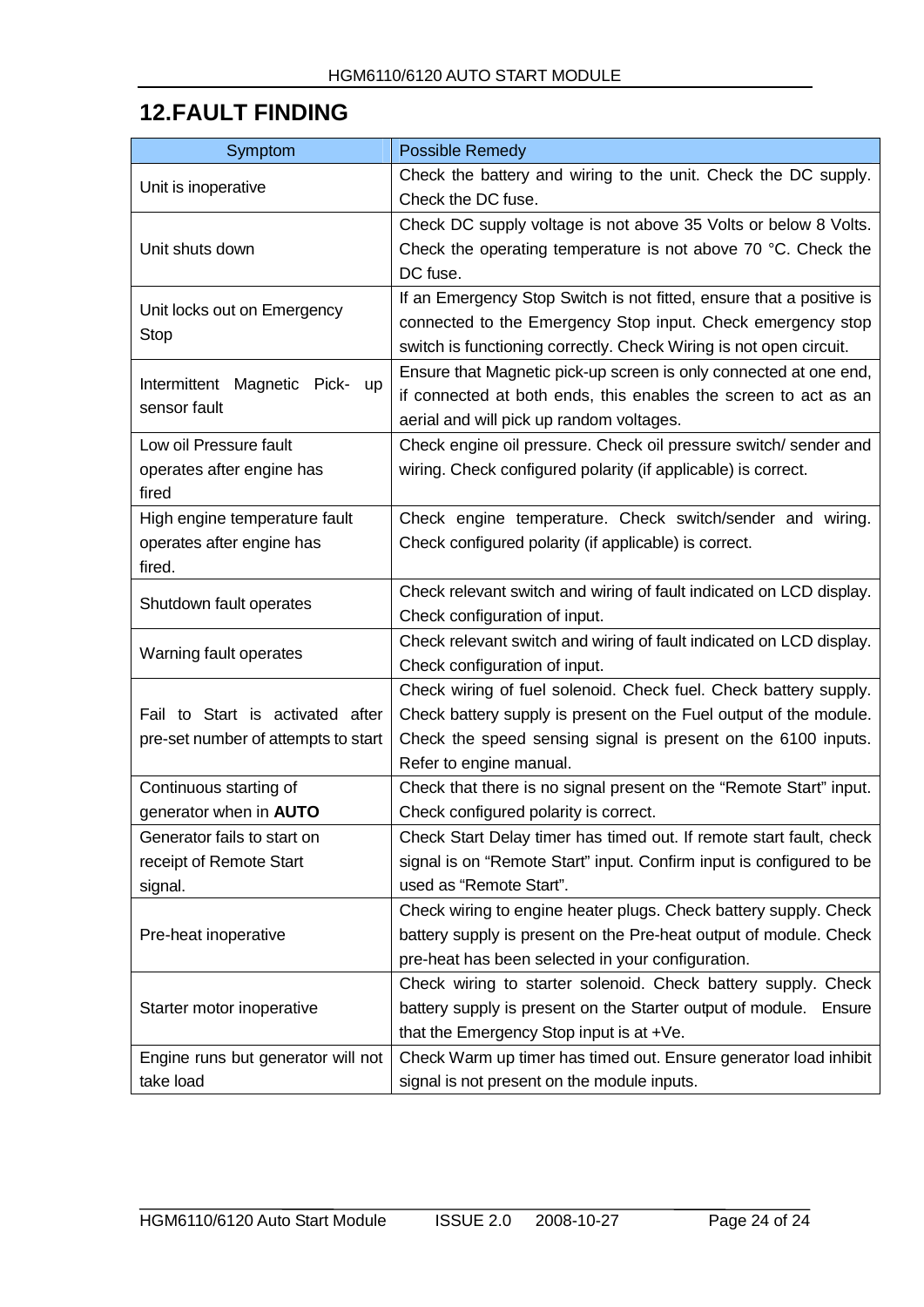## 12.FAULT FINDING

| Symptom | Possible Remedy |
|---|---|
| Unit is inoperative | Check the battery and wiring to the unit. Check the DC supply. Check the DC fuse. |
| Unit shuts down | Check DC supply voltage is not above 35 Volts or below 8 Volts. Check the operating temperature is not above 70 °C. Check the DC fuse. |
| Unit locks out on Emergency Stop | If an Emergency Stop Switch is not fitted, ensure that a positive is connected to the Emergency Stop input. Check emergency stop switch is functioning correctly. Check Wiring is not open circuit. |
| Intermittent Magnetic Pick- up sensor fault | Ensure that Magnetic pick-up screen is only connected at one end, if connected at both ends, this enables the screen to act as an aerial and will pick up random voltages. |
| Low oil Pressure fault operates after engine has fired | Check engine oil pressure. Check oil pressure switch/ sender and wiring. Check configured polarity (if applicable) is correct. |
| High engine temperature fault operates after engine has fired. | Check engine temperature. Check switch/sender and wiring. Check configured polarity (if applicable) is correct. |
| Shutdown fault operates | Check relevant switch and wiring of fault indicated on LCD display. Check configuration of input. |
| Warning fault operates | Check relevant switch and wiring of fault indicated on LCD display. Check configuration of input. |
| Fail to Start is activated after pre-set number of attempts to start | Check wiring of fuel solenoid. Check fuel. Check battery supply. Check battery supply is present on the Fuel output of the module. Check the speed sensing signal is present on the 6100 inputs. Refer to engine manual. |
| Continuous starting of generator when in **AUTO** | Check that there is no signal present on the “Remote Start” input. Check configured polarity is correct. |
| Generator fails to start on receipt of Remote Start signal. | Check Start Delay timer has timed out. If remote start fault, check signal is on “Remote Start” input. Confirm input is configured to be used as “Remote Start”. |
| Pre-heat inoperative | Check wiring to engine heater plugs. Check battery supply. Check battery supply is present on the Pre-heat output of module. Check pre-heat has been selected in your configuration. |
| Starter motor inoperative | Check wiring to starter solenoid. Check battery supply. Check battery supply is present on the Starter output of module. Ensure that the Emergency Stop input is at +Ve. |
| Engine runs but generator will not take load | Check Warm up timer has timed out. Ensure generator load inhibit signal is not present on the module inputs. |